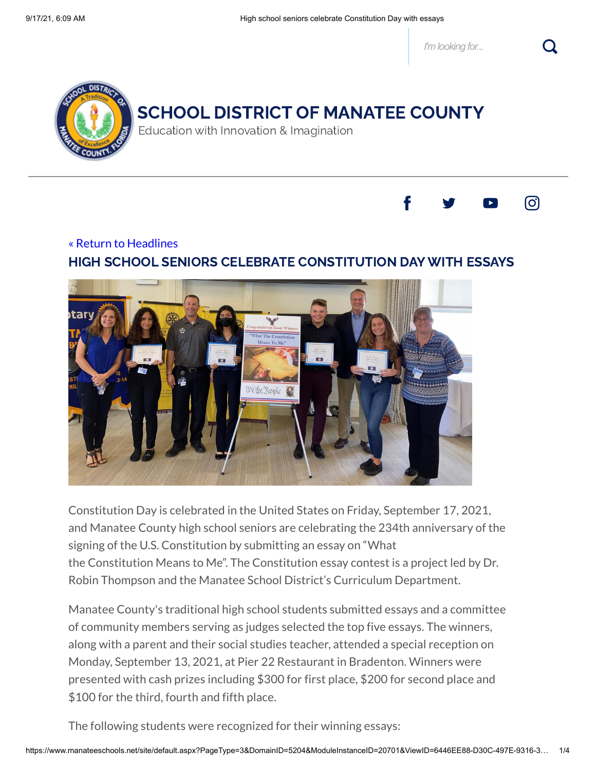# SCHOOL DISTRICT OF MANATEE COUNTY

Education with Innovation & Imagination

« Return to Headlines

## HIGH SCHOOL SENIORS CELEBRATE CONSTITUTION DAY WITH ESSAYS

Constitution Day is celebrated in the United States on Friday, September 17, 2021, and Manatee County high school seniors are celebrating the 234th anniversary of the signing of the U.S. Constitution by submitting an essay on "What the Constitution Means to Me". The Constitution essay contest is a project led by Dr. Robin Thompson and the Manatee School District's Curriculum Department.

Manatee County's traditional high school students submitted essays and a committee of community members serving as judges selected the top five essays. The winners, along with a parent and their social studies teacher, attended a special reception on Monday, September 13, 2021, at Pier 22 Restaurant in Bradenton. Winners were presented with cash prizes including $300 for first place, $200 for second place and $100 for the third, fourth and fifth place.

The following students were recognized for their winning essays: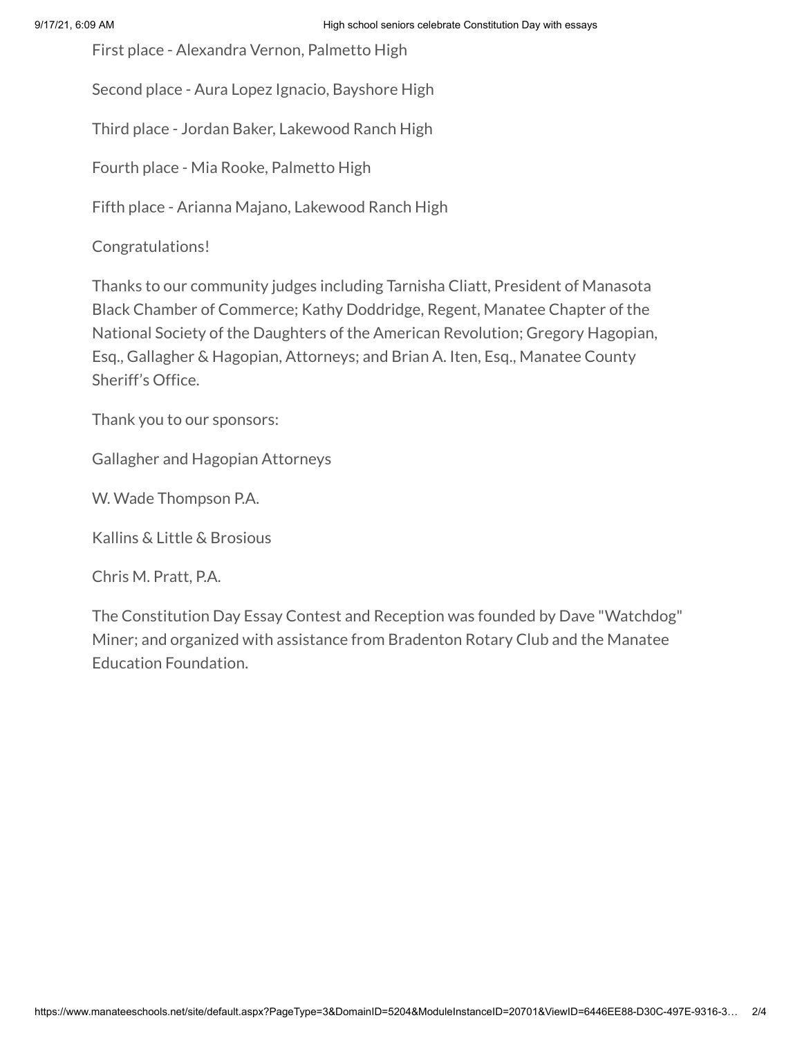First place - Alexandra Vernon, Palmetto High

Second place - Aura Lopez Ignacio, Bayshore High

Third place - Jordan Baker, Lakewood Ranch High

Fourth place - Mia Rooke, Palmetto High

Fifth place - Arianna Majano, Lakewood Ranch High

Congratulations!

Thanks to our community judges including Tarnisha Cliatt, President of Manasota Black Chamber of Commerce; Kathy Doddridge, Regent, Manatee Chapter of the National Society of the Daughters of the American Revolution; Gregory Hagopian, Esq., Gallagher & Hagopian, Attorneys; and Brian A. Iten, Esq., Manatee County Sheriff's Office.

Thank you to our sponsors:

Gallagher and Hagopian Attorneys

W. Wade Thompson P.A.

Kallins & Little & Brosious

Chris M. Pratt, P.A.

The Constitution Day Essay Contest and Reception was founded by Dave "Watchdog" Miner; and organized with assistance from Bradenton Rotary Club and the Manatee Education Foundation.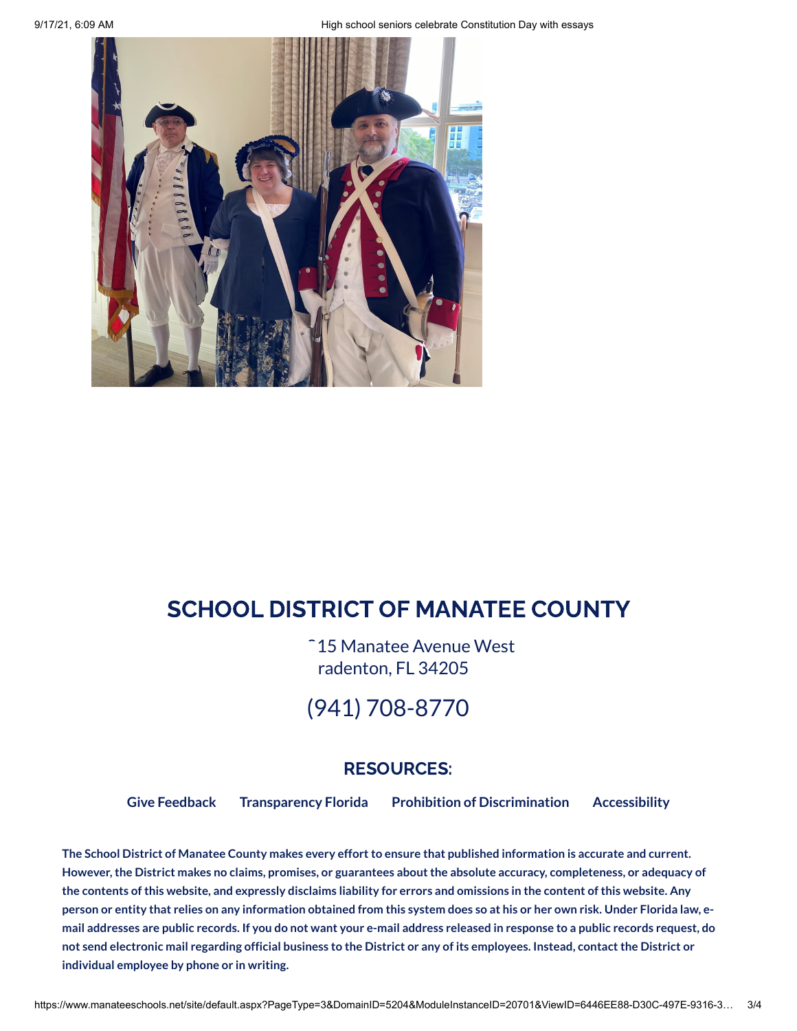## SCHOOL DISTRICT OF MANATEE COUNTY

ˆ15 Manatee Avenue West
radenton, FL 34205

(941) 708-8770

### RESOURCES:

**Give Feedback** **Transparency Florida** **Prohibition of Discrimination** **Accessibility**

**The School District of Manatee County makes every effort to ensure that published information is accurate and current. However, the District makes no claims, promises, or guarantees about the absolute accuracy, completeness, or adequacy of the contents of this website, and expressly disclaims liability for errors and omissions in the content of this website. Any person or entity that relies on any information obtained from this system does so at his or her own risk. Under Florida law, e-mail addresses are public records. If you do not want your e-mail address released in response to a public records request, do not send electronic mail regarding official business to the District or any of its employees. Instead, contact the District or individual employee by phone or in writing.**